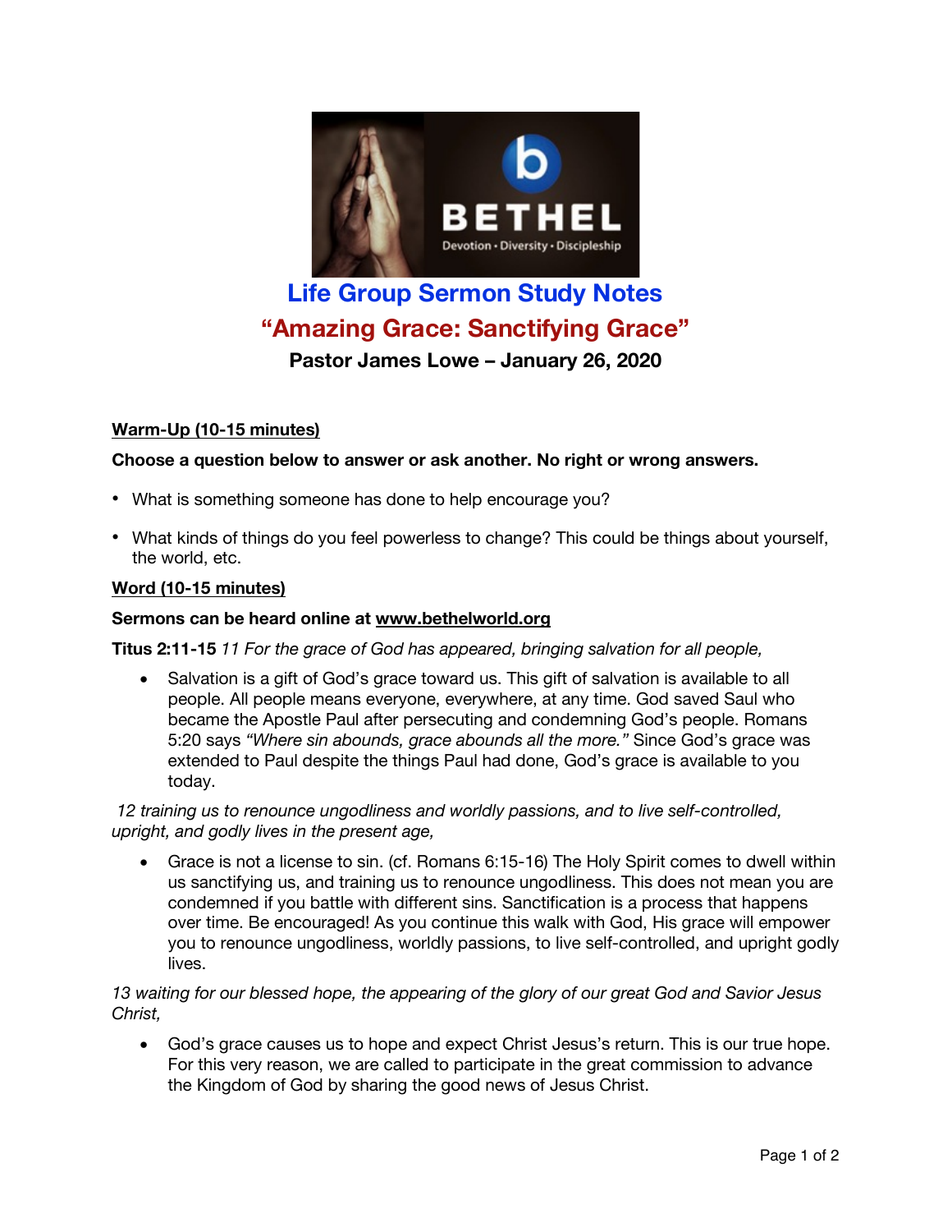# Life Group Sermon Study Notes

## "Amazing Grace: Sanctifying Grace"

### Pastor James Lowe – January 26, 2020

**Warm-Up (10-15 minutes)**

**Choose a question below to answer or ask another. No right or wrong answers.**

- What is something someone has done to help encourage you?
- What kinds of things do you feel powerless to change? This could be things about yourself, the world, etc.

**Word (10-15 minutes)**

**Sermons can be heard online at www.bethelworld.org**

**Titus 2:11-15** *11 For the grace of God has appeared, bringing salvation for all people,*

- Salvation is a gift of God's grace toward us. This gift of salvation is available to all people. All people means everyone, everywhere, at any time. God saved Saul who became the Apostle Paul after persecuting and condemning God's people. Romans 5:20 says *"Where sin abounds, grace abounds all the more."* Since God's grace was extended to Paul despite the things Paul had done, God's grace is available to you today.

*12 training us to renounce ungodliness and worldly passions, and to live self-controlled, upright, and godly lives in the present age,*

- Grace is not a license to sin. (cf. Romans 6:15-16) The Holy Spirit comes to dwell within us sanctifying us, and training us to renounce ungodliness. This does not mean you are condemned if you battle with different sins. Sanctification is a process that happens over time. Be encouraged! As you continue this walk with God, His grace will empower you to renounce ungodliness, worldly passions, to live self-controlled, and upright godly lives.

*13 waiting for our blessed hope, the appearing of the glory of our great God and Savior Jesus Christ,*

- God's grace causes us to hope and expect Christ Jesus's return. This is our true hope. For this very reason, we are called to participate in the great commission to advance the Kingdom of God by sharing the good news of Jesus Christ.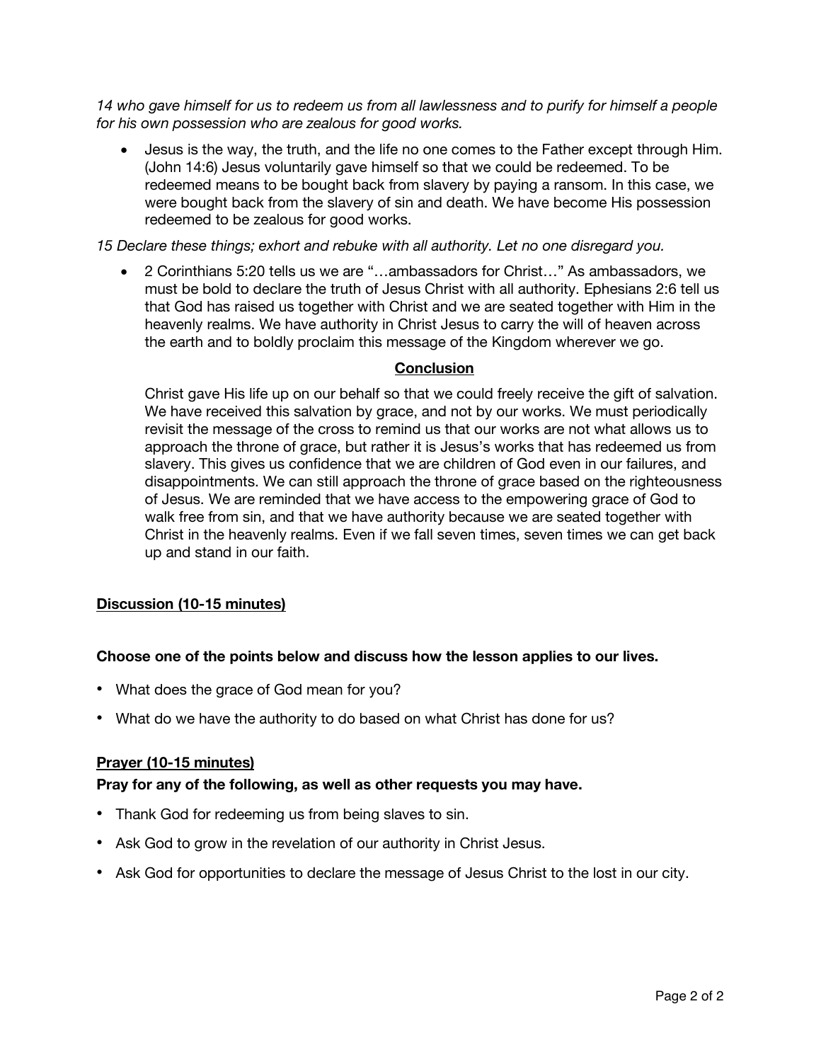*14 who gave himself for us to redeem us from all lawlessness and to purify for himself a people for his own possession who are zealous for good works.*

- Jesus is the way, the truth, and the life no one comes to the Father except through Him. (John 14:6) Jesus voluntarily gave himself so that we could be redeemed. To be redeemed means to be bought back from slavery by paying a ransom. In this case, we were bought back from the slavery of sin and death. We have become His possession redeemed to be zealous for good works.

*15 Declare these things; exhort and rebuke with all authority. Let no one disregard you.*

- 2 Corinthians 5:20 tells us we are "…ambassadors for Christ…" As ambassadors, we must be bold to declare the truth of Jesus Christ with all authority. Ephesians 2:6 tell us that God has raised us together with Christ and we are seated together with Him in the heavenly realms. We have authority in Christ Jesus to carry the will of heaven across the earth and to boldly proclaim this message of the Kingdom wherever we go.

## **Conclusion**

Christ gave His life up on our behalf so that we could freely receive the gift of salvation. We have received this salvation by grace, and not by our works. We must periodically revisit the message of the cross to remind us that our works are not what allows us to approach the throne of grace, but rather it is Jesus's works that has redeemed us from slavery. This gives us confidence that we are children of God even in our failures, and disappointments. We can still approach the throne of grace based on the righteousness of Jesus. We are reminded that we have access to the empowering grace of God to walk free from sin, and that we have authority because we are seated together with Christ in the heavenly realms. Even if we fall seven times, seven times we can get back up and stand in our faith.

## **Discussion (10-15 minutes)**

**Choose one of the points below and discuss how the lesson applies to our lives.**

- What does the grace of God mean for you?
- What do we have the authority to do based on what Christ has done for us?

## **Prayer (10-15 minutes)**

**Pray for any of the following, as well as other requests you may have.**

- Thank God for redeeming us from being slaves to sin.
- Ask God to grow in the revelation of our authority in Christ Jesus.
- Ask God for opportunities to declare the message of Jesus Christ to the lost in our city.